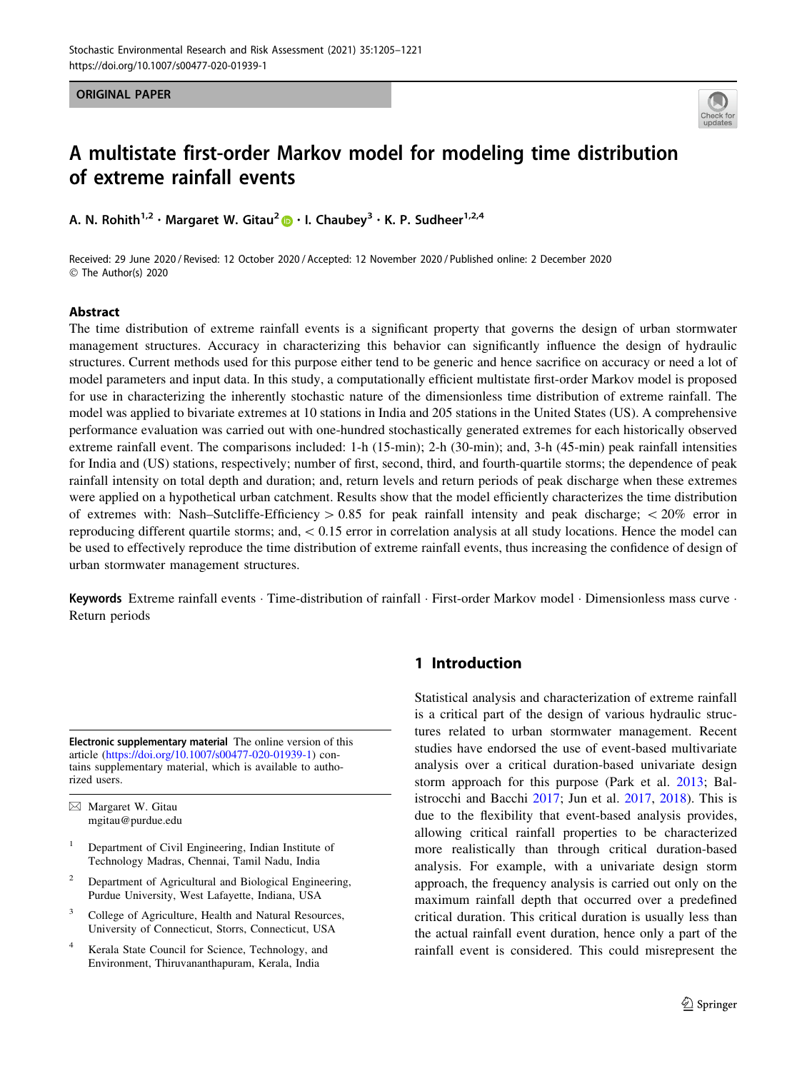ORIGINAL PAPER

# A multistate first-order Markov model for modeling time distribution of extreme rainfall events

A. N. Rohith[1,2] · Margaret W. Gitau[2] · I. Chaubey[3] · K. P. Sudheer[1,2,4]

Received: 29 June 2020 / Revised: 12 October 2020 / Accepted: 12 November 2020 / Published online: 2 December 2020
© The Author(s) 2020

## Abstract

The time distribution of extreme rainfall events is a significant property that governs the design of urban stormwater management structures. Accuracy in characterizing this behavior can significantly influence the design of hydraulic structures. Current methods used for this purpose either tend to be generic and hence sacrifice on accuracy or need a lot of model parameters and input data. In this study, a computationally efficient multistate first-order Markov model is proposed for use in characterizing the inherently stochastic nature of the dimensionless time distribution of extreme rainfall. The model was applied to bivariate extremes at 10 stations in India and 205 stations in the United States (US). A comprehensive performance evaluation was carried out with one-hundred stochastically generated extremes for each historically observed extreme rainfall event. The comparisons included: 1-h (15-min); 2-h (30-min); and, 3-h (45-min) peak rainfall intensities for India and (US) stations, respectively; number of first, second, third, and fourth-quartile storms; the dependence of peak rainfall intensity on total depth and duration; and, return levels and return periods of peak discharge when these extremes were applied on a hypothetical urban catchment. Results show that the model efficiently characterizes the time distribution of extremes with: Nash–Sutcliffe-Efficiency $> 0.85$ for peak rainfall intensity and peak discharge; $< 20\%$ error in reproducing different quartile storms; and, $< 0.15$ error in correlation analysis at all study locations. Hence the model can be used to effectively reproduce the time distribution of extreme rainfall events, thus increasing the confidence of design of urban stormwater management structures.

**Keywords** Extreme rainfall events · Time-distribution of rainfall · First-order Markov model · Dimensionless mass curve · Return periods

## 1 Introduction

Statistical analysis and characterization of extreme rainfall is a critical part of the design of various hydraulic structures related to urban stormwater management. Recent studies have endorsed the use of event-based multivariate analysis over a critical duration-based univariate design storm approach for this purpose (Park et al. 2013; Balistrocchi and Bacchi 2017; Jun et al. 2017, 2018). This is due to the flexibility that event-based analysis provides, allowing critical rainfall properties to be characterized more realistically than through critical duration-based analysis. For example, with a univariate design storm approach, the frequency analysis is carried out only on the maximum rainfall depth that occurred over a predefined critical duration. This critical duration is usually less than the actual rainfall event duration, hence only a part of the rainfall event is considered. This could misrepresent the

---

**Electronic supplementary material** The online version of this article (https://doi.org/10.1007/s00477-020-01939-1) contains supplementary material, which is available to authorized users.

✉ Margaret W. Gitau
mgitau@purdue.edu

[1] Department of Civil Engineering, Indian Institute of Technology Madras, Chennai, Tamil Nadu, India

[2] Department of Agricultural and Biological Engineering, Purdue University, West Lafayette, Indiana, USA

[3] College of Agriculture, Health and Natural Resources, University of Connecticut, Storrs, Connecticut, USA

[4] Kerala State Council for Science, Technology, and Environment, Thiruvananthapuram, Kerala, India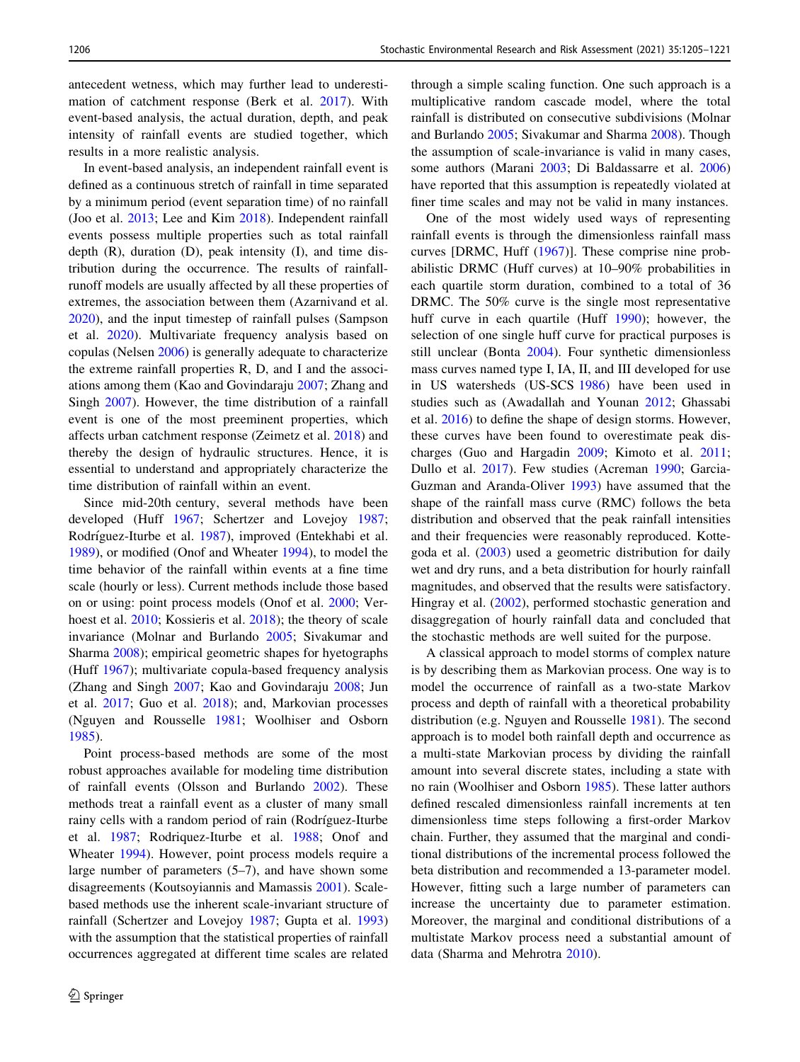antecedent wetness, which may further lead to underestimation of catchment response (Berk et al. 2017). With event-based analysis, the actual duration, depth, and peak intensity of rainfall events are studied together, which results in a more realistic analysis.

In event-based analysis, an independent rainfall event is defined as a continuous stretch of rainfall in time separated by a minimum period (event separation time) of no rainfall (Joo et al. 2013; Lee and Kim 2018). Independent rainfall events possess multiple properties such as total rainfall depth (R), duration (D), peak intensity (I), and time distribution during the occurrence. The results of rainfall-runoff models are usually affected by all these properties of extremes, the association between them (Azarnivand et al. 2020), and the input timestep of rainfall pulses (Sampson et al. 2020). Multivariate frequency analysis based on copulas (Nelsen 2006) is generally adequate to characterize the extreme rainfall properties R, D, and I and the associations among them (Kao and Govindaraju 2007; Zhang and Singh 2007). However, the time distribution of a rainfall event is one of the most preeminent properties, which affects urban catchment response (Zeimetz et al. 2018) and thereby the design of hydraulic structures. Hence, it is essential to understand and appropriately characterize the time distribution of rainfall within an event.

Since mid-20th century, several methods have been developed (Huff 1967; Schertzer and Lovejoy 1987; Rodríguez-Iturbe et al. 1987), improved (Entekhabi et al. 1989), or modified (Onof and Wheater 1994), to model the time behavior of the rainfall within events at a fine time scale (hourly or less). Current methods include those based on or using: point process models (Onof et al. 2000; Verhoest et al. 2010; Kossieris et al. 2018); the theory of scale invariance (Molnar and Burlando 2005; Sivakumar and Sharma 2008); empirical geometric shapes for hyetographs (Huff 1967); multivariate copula-based frequency analysis (Zhang and Singh 2007; Kao and Govindaraju 2008; Jun et al. 2017; Guo et al. 2018); and, Markovian processes (Nguyen and Rousselle 1981; Woolhiser and Osborn 1985).

Point process-based methods are some of the most robust approaches available for modeling time distribution of rainfall events (Olsson and Burlando 2002). These methods treat a rainfall event as a cluster of many small rainy cells with a random period of rain (Rodríguez-Iturbe et al. 1987; Rodriquez-Iturbe et al. 1988; Onof and Wheater 1994). However, point process models require a large number of parameters (5–7), and have shown some disagreements (Koutsoyiannis and Mamassis 2001). Scale-based methods use the inherent scale-invariant structure of rainfall (Schertzer and Lovejoy 1987; Gupta et al. 1993) with the assumption that the statistical properties of rainfall occurrences aggregated at different time scales are related through a simple scaling function. One such approach is a multiplicative random cascade model, where the total rainfall is distributed on consecutive subdivisions (Molnar and Burlando 2005; Sivakumar and Sharma 2008). Though the assumption of scale-invariance is valid in many cases, some authors (Marani 2003; Di Baldassarre et al. 2006) have reported that this assumption is repeatedly violated at finer time scales and may not be valid in many instances.

One of the most widely used ways of representing rainfall events is through the dimensionless rainfall mass curves [DRMC, Huff (1967)]. These comprise nine probabilistic DRMC (Huff curves) at 10–90% probabilities in each quartile storm duration, combined to a total of 36 DRMC. The 50% curve is the single most representative huff curve in each quartile (Huff 1990); however, the selection of one single huff curve for practical purposes is still unclear (Bonta 2004). Four synthetic dimensionless mass curves named type I, IA, II, and III developed for use in US watersheds (US-SCS 1986) have been used in studies such as (Awadallah and Younan 2012; Ghassabi et al. 2016) to define the shape of design storms. However, these curves have been found to overestimate peak discharges (Guo and Hargadin 2009; Kimoto et al. 2011; Dullo et al. 2017). Few studies (Acreman 1990; Garcia-Guzman and Aranda-Oliver 1993) have assumed that the shape of the rainfall mass curve (RMC) follows the beta distribution and observed that the peak rainfall intensities and their frequencies were reasonably reproduced. Kottegoda et al. (2003) used a geometric distribution for daily wet and dry runs, and a beta distribution for hourly rainfall magnitudes, and observed that the results were satisfactory. Hingray et al. (2002), performed stochastic generation and disaggregation of hourly rainfall data and concluded that the stochastic methods are well suited for the purpose.

A classical approach to model storms of complex nature is by describing them as Markovian process. One way is to model the occurrence of rainfall as a two-state Markov process and depth of rainfall with a theoretical probability distribution (e.g. Nguyen and Rousselle 1981). The second approach is to model both rainfall depth and occurrence as a multi-state Markovian process by dividing the rainfall amount into several discrete states, including a state with no rain (Woolhiser and Osborn 1985). These latter authors defined rescaled dimensionless rainfall increments at ten dimensionless time steps following a first-order Markov chain. Further, they assumed that the marginal and conditional distributions of the incremental process followed the beta distribution and recommended a 13-parameter model. However, fitting such a large number of parameters can increase the uncertainty due to parameter estimation. Moreover, the marginal and conditional distributions of a multistate Markov process need a substantial amount of data (Sharma and Mehrotra 2010).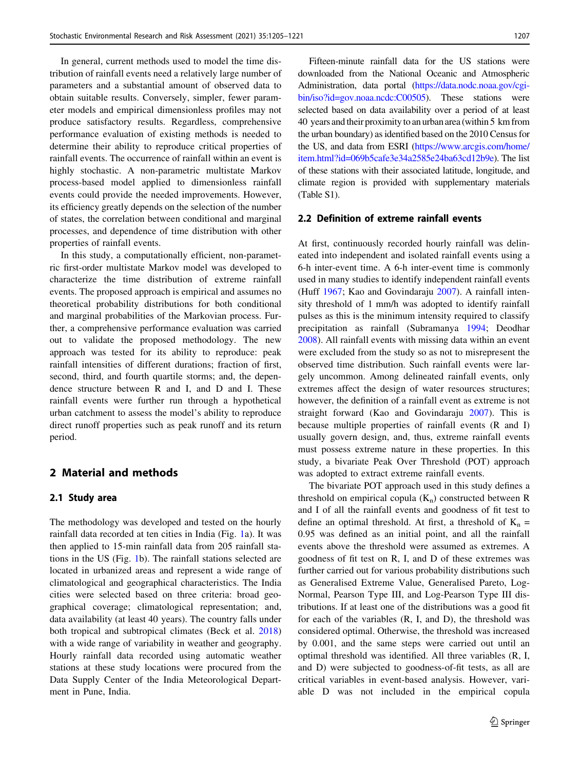In general, current methods used to model the time distribution of rainfall events need a relatively large number of parameters and a substantial amount of observed data to obtain suitable results. Conversely, simpler, fewer parameter models and empirical dimensionless profiles may not produce satisfactory results. Regardless, comprehensive performance evaluation of existing methods is needed to determine their ability to reproduce critical properties of rainfall events. The occurrence of rainfall within an event is highly stochastic. A non-parametric multistate Markov process-based model applied to dimensionless rainfall events could provide the needed improvements. However, its efficiency greatly depends on the selection of the number of states, the correlation between conditional and marginal processes, and dependence of time distribution with other properties of rainfall events.

In this study, a computationally efficient, non-parametric first-order multistate Markov model was developed to characterize the time distribution of extreme rainfall events. The proposed approach is empirical and assumes no theoretical probability distributions for both conditional and marginal probabilities of the Markovian process. Further, a comprehensive performance evaluation was carried out to validate the proposed methodology. The new approach was tested for its ability to reproduce: peak rainfall intensities of different durations; fraction of first, second, third, and fourth quartile storms; and, the dependence structure between R and I, and D and I. These rainfall events were further run through a hypothetical urban catchment to assess the model's ability to reproduce direct runoff properties such as peak runoff and its return period.

# 2 Material and methods

## 2.1 Study area

The methodology was developed and tested on the hourly rainfall data recorded at ten cities in India (Fig. 1a). It was then applied to 15-min rainfall data from 205 rainfall stations in the US (Fig. 1b). The rainfall stations selected are located in urbanized areas and represent a wide range of climatological and geographical characteristics. The India cities were selected based on three criteria: broad geographical coverage; climatological representation; and, data availability (at least 40 years). The country falls under both tropical and subtropical climates (Beck et al. 2018) with a wide range of variability in weather and geography. Hourly rainfall data recorded using automatic weather stations at these study locations were procured from the Data Supply Center of the India Meteorological Department in Pune, India.

Fifteen-minute rainfall data for the US stations were downloaded from the National Oceanic and Atmospheric Administration, data portal (https://data.nodc.noaa.gov/cgi-bin/iso?id=gov.noaa.ncdc:C00505). These stations were selected based on data availability over a period of at least 40 years and their proximity to an urban area (within 5 km from the urban boundary) as identified based on the 2010 Census for the US, and data from ESRI (https://www.arcgis.com/home/item.html?id=069b5cafe3e34a2585e24ba63cd12b9e). The list of these stations with their associated latitude, longitude, and climate region is provided with supplementary materials (Table S1).

## 2.2 Definition of extreme rainfall events

At first, continuously recorded hourly rainfall was delineated into independent and isolated rainfall events using a 6-h inter-event time. A 6-h inter-event time is commonly used in many studies to identify independent rainfall events (Huff 1967; Kao and Govindaraju 2007). A rainfall intensity threshold of 1 mm/h was adopted to identify rainfall pulses as this is the minimum intensity required to classify precipitation as rainfall (Subramanya 1994; Deodhar 2008). All rainfall events with missing data within an event were excluded from the study so as not to misrepresent the observed time distribution. Such rainfall events were largely uncommon. Among delineated rainfall events, only extremes affect the design of water resources structures; however, the definition of a rainfall event as extreme is not straight forward (Kao and Govindaraju 2007). This is because multiple properties of rainfall events (R and I) usually govern design, and, thus, extreme rainfall events must possess extreme nature in these properties. In this study, a bivariate Peak Over Threshold (POT) approach was adopted to extract extreme rainfall events.

The bivariate POT approach used in this study defines a threshold on empirical copula ($K_n$) constructed between R and I of all the rainfall events and goodness of fit test to define an optimal threshold. At first, a threshold of $K_n$ = 0.95 was defined as an initial point, and all the rainfall events above the threshold were assumed as extremes. A goodness of fit test on R, I, and D of these extremes was further carried out for various probability distributions such as Generalised Extreme Value, Generalised Pareto, Log-Normal, Pearson Type III, and Log-Pearson Type III distributions. If at least one of the distributions was a good fit for each of the variables (R, I, and D), the threshold was considered optimal. Otherwise, the threshold was increased by 0.001, and the same steps were carried out until an optimal threshold was identified. All three variables (R, I, and D) were subjected to goodness-of-fit tests, as all are critical variables in event-based analysis. However, variable D was not included in the empirical copula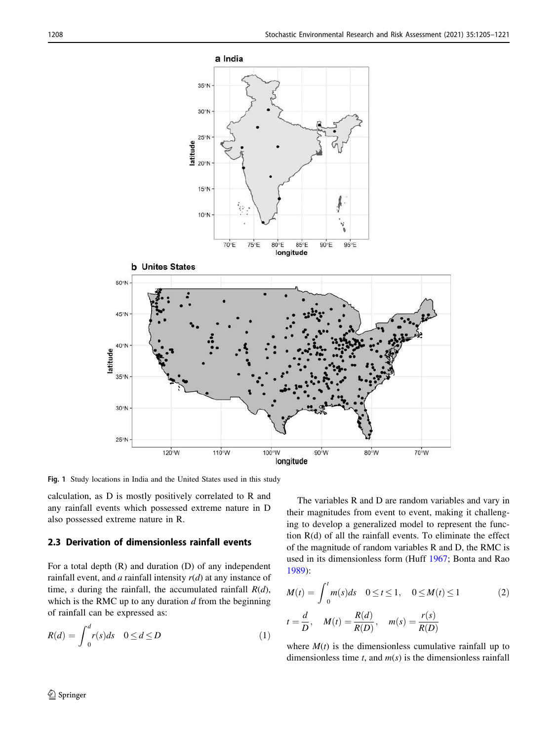Fig. 1 Study locations in India and the United States used in this study

calculation, as D is mostly positively correlated to R and any rainfall events which possessed extreme nature in D also possessed extreme nature in R.

### 2.3 Derivation of dimensionless rainfall events

For a total depth (R) and duration (D) of any independent rainfall event, and *a* rainfall intensity $r(d)$ at any instance of time, *s* during the rainfall, the accumulated rainfall $R(d)$, which is the RMC up to any duration *d* from the beginning of rainfall can be expressed as:

$$R(d) = \int_0^d r(s)ds \quad 0 \le d \le D \tag{1}$$

The variables R and D are random variables and vary in their magnitudes from event to event, making it challenging to develop a generalized model to represent the function R(d) of all the rainfall events. To eliminate the effect of the magnitude of random variables R and D, the RMC is used in its dimensionless form (Huff 1967; Bonta and Rao 1989):

$$M(t) = \int_0^t m(s)ds \quad 0 \le t \le 1, \quad 0 \le M(t) \le 1 \tag{2}$$

$$t = \frac{d}{D}, \quad M(t) = \frac{R(d)}{R(D)}, \quad m(s) = \frac{r(s)}{R(D)}$$

where $M(t)$ is the dimensionless cumulative rainfall up to dimensionless time *t*, and $m(s)$ is the dimensionless rainfall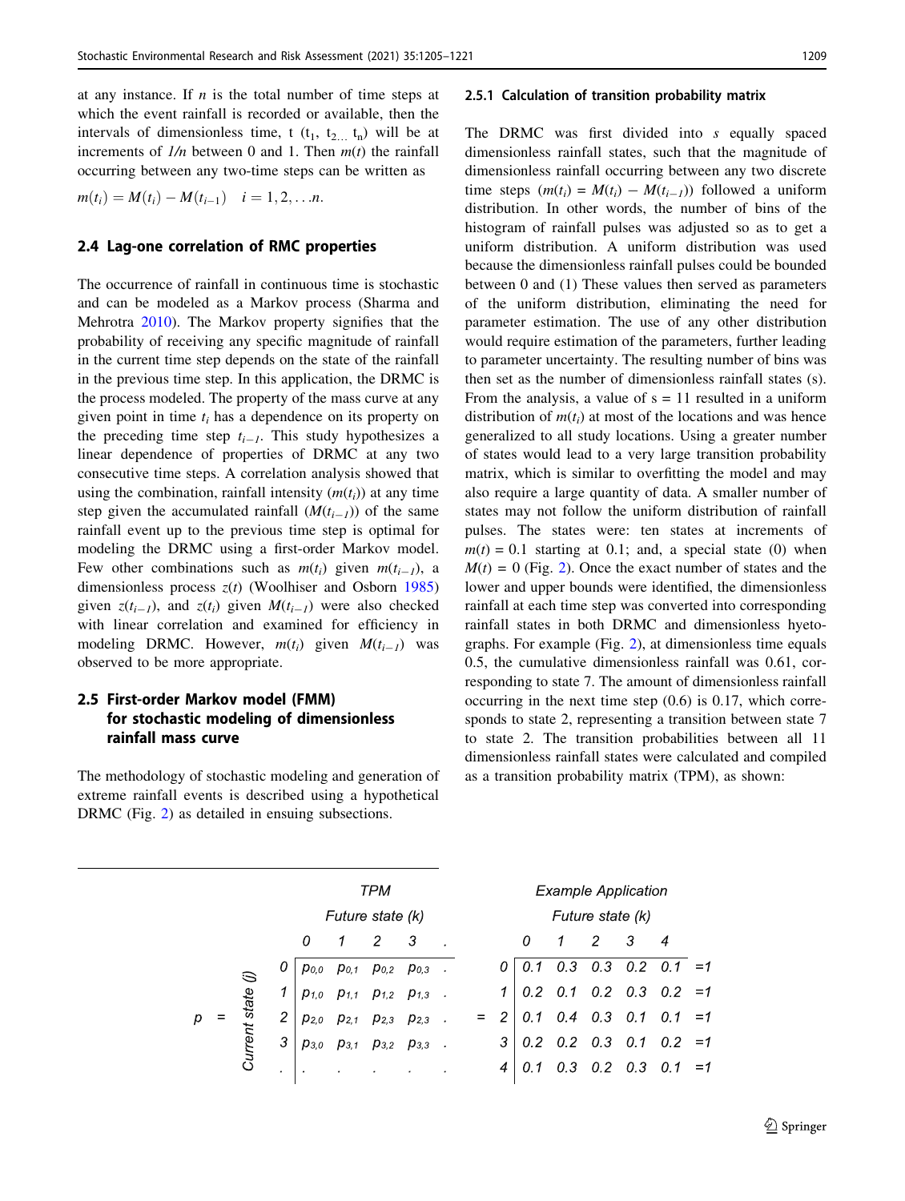at any instance. If $n$ is the total number of time steps at which the event rainfall is recorded or available, then the intervals of dimensionless time, t ($t_1$, $t_{2 \ldots}$ $t_n$) will be at increments of $1/n$ between 0 and 1. Then $m(t)$ the rainfall occurring between any two-time steps can be written as

$$m(t_i) = M(t_i) - M(t_{i-1}) \quad i = 1, 2, \ldots n.$$

### 2.4 Lag-one correlation of RMC properties

The occurrence of rainfall in continuous time is stochastic and can be modeled as a Markov process (Sharma and Mehrotra 2010). The Markov property signifies that the probability of receiving any specific magnitude of rainfall in the current time step depends on the state of the rainfall in the previous time step. In this application, the DRMC is the process modeled. The property of the mass curve at any given point in time $t_i$ has a dependence on its property on the preceding time step $t_{i-1}$. This study hypothesizes a linear dependence of properties of DRMC at any two consecutive time steps. A correlation analysis showed that using the combination, rainfall intensity ($m(t_i)$) at any time step given the accumulated rainfall ($M(t_{i-1})$) of the same rainfall event up to the previous time step is optimal for modeling the DRMC using a first-order Markov model. Few other combinations such as $m(t_i)$ given $m(t_{i-1})$, a dimensionless process $z(t)$ (Woolhiser and Osborn 1985) given $z(t_{i-1})$, and $z(t_i)$ given $M(t_{i-1})$ were also checked with linear correlation and examined for efficiency in modeling DRMC. However, $m(t_i)$ given $M(t_{i-1})$ was observed to be more appropriate.

### 2.5 First-order Markov model (FMM) for stochastic modeling of dimensionless rainfall mass curve

The methodology of stochastic modeling and generation of extreme rainfall events is described using a hypothetical DRMC (Fig. 2) as detailed in ensuing subsections.

#### 2.5.1 Calculation of transition probability matrix

The DRMC was first divided into $s$ equally spaced dimensionless rainfall states, such that the magnitude of dimensionless rainfall occurring between any two discrete time steps ($m(t_i) = M(t_i) - M(t_{i-1})$) followed a uniform distribution. In other words, the number of bins of the histogram of rainfall pulses was adjusted so as to get a uniform distribution. A uniform distribution was used because the dimensionless rainfall pulses could be bounded between 0 and (1) These values then served as parameters of the uniform distribution, eliminating the need for parameter estimation. The use of any other distribution would require estimation of the parameters, further leading to parameter uncertainty. The resulting number of bins was then set as the number of dimensionless rainfall states (s). From the analysis, a value of s = 11 resulted in a uniform distribution of $m(t_i)$ at most of the locations and was hence generalized to all study locations. Using a greater number of states would lead to a very large transition probability matrix, which is similar to overfitting the model and may also require a large quantity of data. A smaller number of states may not follow the uniform distribution of rainfall pulses. The states were: ten states at increments of $m(t) = 0.1$ starting at 0.1; and, a special state (0) when $M(t) = 0$ (Fig. 2). Once the exact number of states and the lower and upper bounds were identified, the dimensionless rainfall at each time step was converted into corresponding rainfall states in both DRMC and dimensionless hyetographs. For example (Fig. 2), at dimensionless time equals 0.5, the cumulative dimensionless rainfall was 0.61, corresponding to state 7. The amount of dimensionless rainfall occurring in the next time step (0.6) is 0.17, which corresponds to state 2, representing a transition between state 7 to state 2. The transition probabilities between all 11 dimensionless rainfall states were calculated and compiled as a transition probability matrix (TPM), as shown:

**TPM**

| Current state (j) \ Future state (k) | 0 | 1 | 2 | 3 | . |
|---|---|---|---|---|---|
| 0 | $p_{0,0}$ | $p_{0,1}$ | $p_{0,2}$ | $p_{0,3}$ | . |
| 1 | $p_{1,0}$ | $p_{1,1}$ | $p_{1,2}$ | $p_{1,3}$ | . |
| 2 | $p_{2,0}$ | $p_{2,1}$ | $p_{2,3}$ | $p_{2,3}$ | . |
| 3 | $p_{3,0}$ | $p_{3,1}$ | $p_{3,2}$ | $p_{3,3}$ | . |
| . | . | . | . | . | . |

**Example Application**

| Current state (j) \ Future state (k) | 0 | 1 | 2 | 3 | 4 | |
|---|---|---|---|---|---|---|
| 0 | 0.1 | 0.3 | 0.3 | 0.2 | 0.1 | =1 |
| 1 | 0.2 | 0.1 | 0.2 | 0.3 | 0.2 | =1 |
| 2 | 0.1 | 0.4 | 0.3 | 0.1 | 0.1 | =1 |
| 3 | 0.2 | 0.2 | 0.3 | 0.1 | 0.2 | =1 |
| 4 | 0.1 | 0.3 | 0.2 | 0.3 | 0.1 | =1 |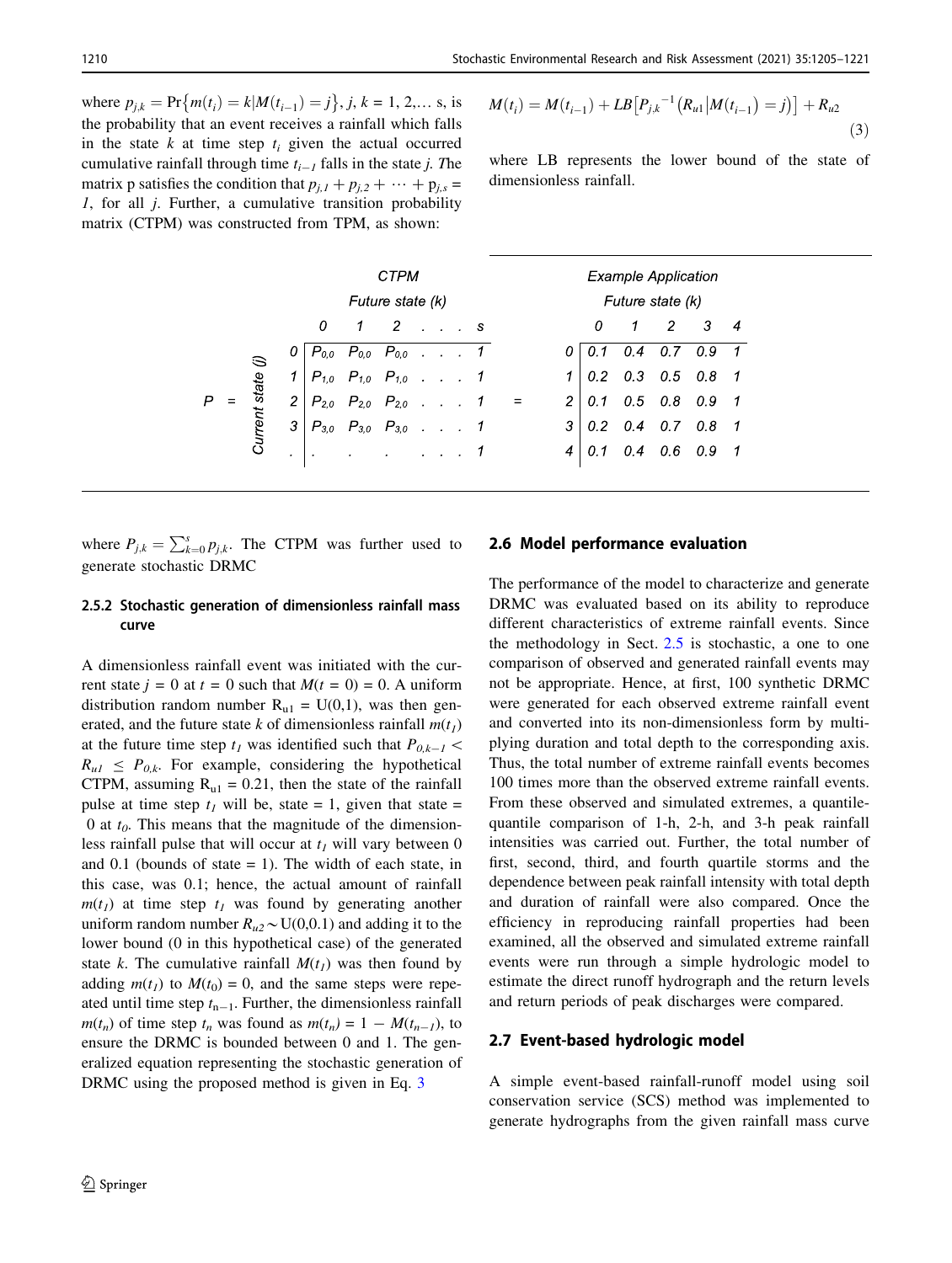where $p_{j,k} = \Pr\{m(t_i) = k | M(t_{i-1}) = j\}$, $j, k$ = 1, 2,… s, is the probability that an event receives a rainfall which falls in the state $k$ at time step $t_i$ given the actual occurred cumulative rainfall through time $t_{i-1}$ falls in the state $j$. The matrix p satisfies the condition that $p_{j,1} + p_{j,2} + \cdots + p_{j,s} = 1$, for all $j$. Further, a cumulative transition probability matrix (CTPM) was constructed from TPM, as shown:

$$M(t_i) = M(t_{i-1}) + LB\left[P_{j,k}^{-1}\left(R_{u1} | M(t_{i-1}) = j\right)\right] + R_{u2} \tag{3}$$

where LB represents the lower bound of the state of dimensionless rainfall.

CTPM ($P$), rows: Current state ($j$), columns: Future state ($k$)

| | 0 | 1 | 2 | . . . | s |
|---|---|---|---|---|---|
| 0 | $P_{0,0}$ | $P_{0,0}$ | $P_{0,0}$ | . . . | 1 |
| 1 | $P_{1,0}$ | $P_{1,0}$ | $P_{1,0}$ | . . . | 1 |
| 2 | $P_{2,0}$ | $P_{2,0}$ | $P_{2,0}$ | . . . | 1 |
| 3 | $P_{3,0}$ | $P_{3,0}$ | $P_{3,0}$ | . . . | 1 |
| . | . | . | . | . . . | 1 |

Example Application, Future state ($k$)

| | 0 | 1 | 2 | 3 | 4 |
|---|---|---|---|---|---|
| 0 | 0.1 | 0.4 | 0.7 | 0.9 | 1 |
| 1 | 0.2 | 0.3 | 0.5 | 0.8 | 1 |
| 2 | 0.1 | 0.5 | 0.8 | 0.9 | 1 |
| 3 | 0.2 | 0.4 | 0.7 | 0.8 | 1 |
| 4 | 0.1 | 0.4 | 0.6 | 0.9 | 1 |

where $P_{j,k} = \sum_{k=0}^{s} p_{j,k}$. The CTPM was further used to generate stochastic DRMC

#### 2.5.2 Stochastic generation of dimensionless rainfall mass curve

A dimensionless rainfall event was initiated with the current state $j = 0$ at $t = 0$ such that $M(t = 0) = 0$. A uniform distribution random number $R_{u1} = U(0,1)$, was then generated, and the future state $k$ of dimensionless rainfall $m(t_1)$ at the future time step $t_1$ was identified such that $P_{0,k-1} < R_{u1} \leq P_{0,k}$. For example, considering the hypothetical CTPM, assuming $R_{u1} = 0.21$, then the state of the rainfall pulse at time step $t_1$ will be, state = 1, given that state = 0 at $t_0$. This means that the magnitude of the dimensionless rainfall pulse that will occur at $t_1$ will vary between 0 and 0.1 (bounds of state = 1). The width of each state, in this case, was 0.1; hence, the actual amount of rainfall $m(t_1)$ at time step $t_1$ was found by generating another uniform random number $R_{u2} \sim U(0,0.1)$ and adding it to the lower bound (0 in this hypothetical case) of the generated state $k$. The cumulative rainfall $M(t_1)$ was then found by adding $m(t_1)$ to $M(t_0) = 0$, and the same steps were repeated until time step $t_{n-1}$. Further, the dimensionless rainfall $m(t_n)$ of time step $t_n$ was found as $m(t_n) = 1 - M(t_{n-1})$, to ensure the DRMC is bounded between 0 and 1. The generalized equation representing the stochastic generation of DRMC using the proposed method is given in Eq. 3

### 2.6 Model performance evaluation

The performance of the model to characterize and generate DRMC was evaluated based on its ability to reproduce different characteristics of extreme rainfall events. Since the methodology in Sect. 2.5 is stochastic, a one to one comparison of observed and generated rainfall events may not be appropriate. Hence, at first, 100 synthetic DRMC were generated for each observed extreme rainfall event and converted into its non-dimensionless form by multiplying duration and total depth to the corresponding axis. Thus, the total number of extreme rainfall events becomes 100 times more than the observed extreme rainfall events. From these observed and simulated extremes, a quantile-quantile comparison of 1-h, 2-h, and 3-h peak rainfall intensities was carried out. Further, the total number of first, second, third, and fourth quartile storms and the dependence between peak rainfall intensity with total depth and duration of rainfall were also compared. Once the efficiency in reproducing rainfall properties had been examined, all the observed and simulated extreme rainfall events were run through a simple hydrologic model to estimate the direct runoff hydrograph and the return levels and return periods of peak discharges were compared.

### 2.7 Event-based hydrologic model

A simple event-based rainfall-runoff model using soil conservation service (SCS) method was implemented to generate hydrographs from the given rainfall mass curve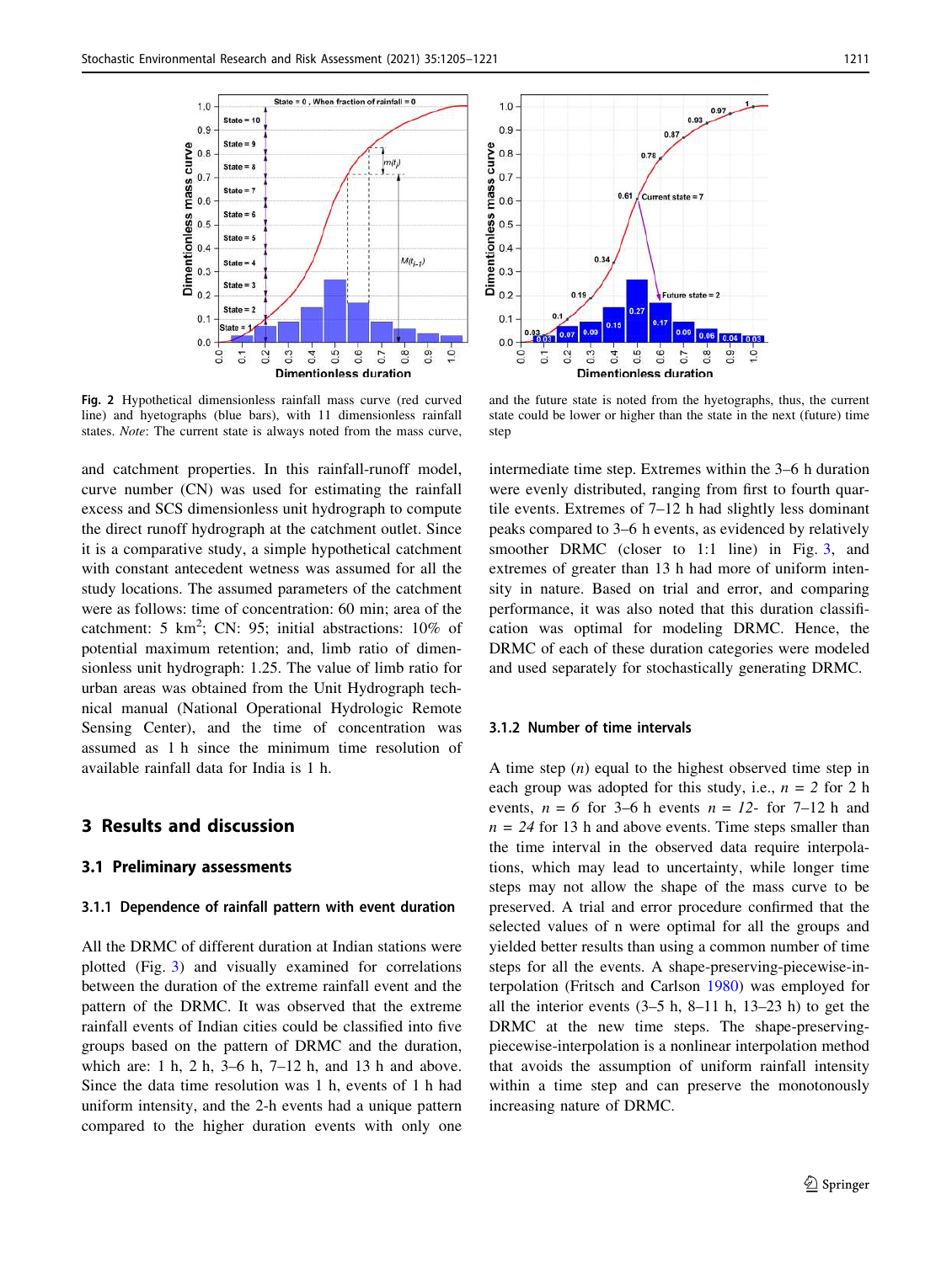**Fig. 2** Hypothetical dimensionless rainfall mass curve (red curved line) and hyetographs (blue bars), with 11 dimensionless rainfall states. *Note*: The current state is always noted from the mass curve, and the future state is noted from the hyetographs, thus, the current state could be lower or higher than the state in the next (future) time step

and catchment properties. In this rainfall-runoff model, curve number (CN) was used for estimating the rainfall excess and SCS dimensionless unit hydrograph to compute the direct runoff hydrograph at the catchment outlet. Since it is a comparative study, a simple hypothetical catchment with constant antecedent wetness was assumed for all the study locations. The assumed parameters of the catchment were as follows: time of concentration: 60 min; area of the catchment: 5 km$^2$; CN: 95; initial abstractions: 10% of potential maximum retention; and, limb ratio of dimensionless unit hydrograph: 1.25. The value of limb ratio for urban areas was obtained from the Unit Hydrograph technical manual (National Operational Hydrologic Remote Sensing Center), and the time of concentration was assumed as 1 h since the minimum time resolution of available rainfall data for India is 1 h.

## 3 Results and discussion

### 3.1 Preliminary assessments

#### 3.1.1 Dependence of rainfall pattern with event duration

All the DRMC of different duration at Indian stations were plotted (Fig. 3) and visually examined for correlations between the duration of the extreme rainfall event and the pattern of the DRMC. It was observed that the extreme rainfall events of Indian cities could be classified into five groups based on the pattern of DRMC and the duration, which are: 1 h, 2 h, 3–6 h, 7–12 h, and 13 h and above. Since the data time resolution was 1 h, events of 1 h had uniform intensity, and the 2-h events had a unique pattern compared to the higher duration events with only one intermediate time step. Extremes within the 3–6 h duration were evenly distributed, ranging from first to fourth quartile events. Extremes of 7–12 h had slightly less dominant peaks compared to 3–6 h events, as evidenced by relatively smoother DRMC (closer to 1:1 line) in Fig. 3, and extremes of greater than 13 h had more of uniform intensity in nature. Based on trial and error, and comparing performance, it was also noted that this duration classification was optimal for modeling DRMC. Hence, the DRMC of each of these duration categories were modeled and used separately for stochastically generating DRMC.

#### 3.1.2 Number of time intervals

A time step ($n$) equal to the highest observed time step in each group was adopted for this study, i.e., $n = 2$ for 2 h events, $n = 6$ for 3–6 h events $n = 12$- for 7–12 h and $n = 24$ for 13 h and above events. Time steps smaller than the time interval in the observed data require interpolations, which may lead to uncertainty, while longer time steps may not allow the shape of the mass curve to be preserved. A trial and error procedure confirmed that the selected values of n were optimal for all the groups and yielded better results than using a common number of time steps for all the events. A shape-preserving-piecewise-interpolation (Fritsch and Carlson 1980) was employed for all the interior events (3–5 h, 8–11 h, 13–23 h) to get the DRMC at the new time steps. The shape-preserving-piecewise-interpolation is a nonlinear interpolation method that avoids the assumption of uniform rainfall intensity within a time step and can preserve the monotonously increasing nature of DRMC.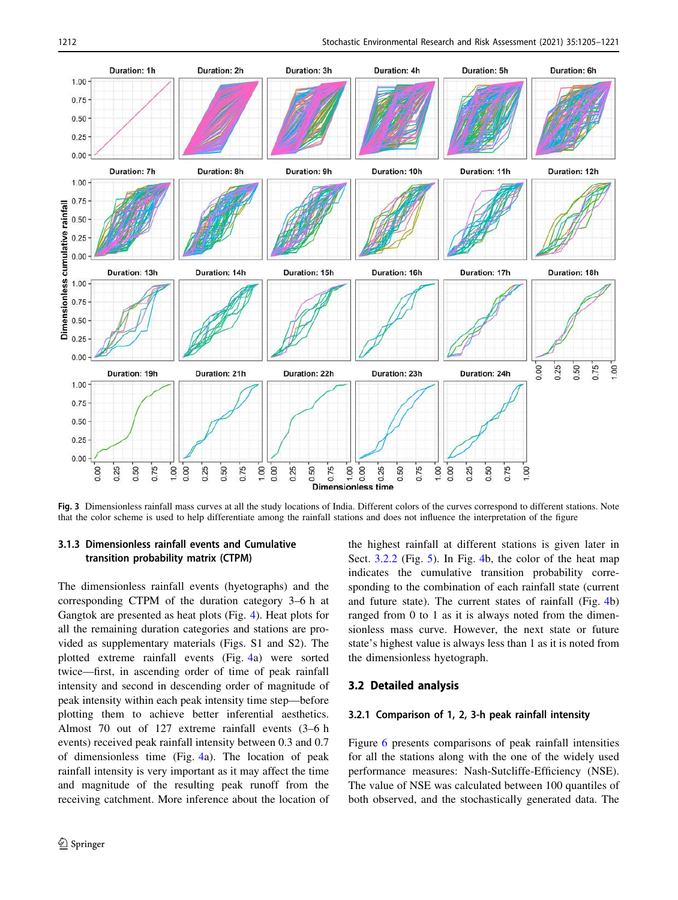**Fig. 3** Dimensionless rainfall mass curves at all the study locations of India. Different colors of the curves correspond to different stations. Note that the color scheme is used to help differentiate among the rainfall stations and does not influence the interpretation of the figure

### 3.1.3 Dimensionless rainfall events and Cumulative transition probability matrix (CTPM)

The dimensionless rainfall events (hyetographs) and the corresponding CTPM of the duration category 3–6 h at Gangtok are presented as heat plots (Fig. 4). Heat plots for all the remaining duration categories and stations are provided as supplementary materials (Figs. S1 and S2). The plotted extreme rainfall events (Fig. 4a) were sorted twice—first, in ascending order of time of peak rainfall intensity and second in descending order of magnitude of peak intensity within each peak intensity time step—before plotting them to achieve better inferential aesthetics. Almost 70 out of 127 extreme rainfall events (3–6 h events) received peak rainfall intensity between 0.3 and 0.7 of dimensionless time (Fig. 4a). The location of peak rainfall intensity is very important as it may affect the time and magnitude of the resulting peak runoff from the receiving catchment. More inference about the location of the highest rainfall at different stations is given later in Sect. 3.2.2 (Fig. 5). In Fig. 4b, the color of the heat map indicates the cumulative transition probability corresponding to the combination of each rainfall state (current and future state). The current states of rainfall (Fig. 4b) ranged from 0 to 1 as it is always noted from the dimensionless mass curve. However, the next state or future state's highest value is always less than 1 as it is noted from the dimensionless hyetograph.

## 3.2 Detailed analysis

### 3.2.1 Comparison of 1, 2, 3-h peak rainfall intensity

Figure 6 presents comparisons of peak rainfall intensities for all the stations along with the one of the widely used performance measures: Nash-Sutcliffe-Efficiency (NSE). The value of NSE was calculated between 100 quantiles of both observed, and the stochastically generated data. The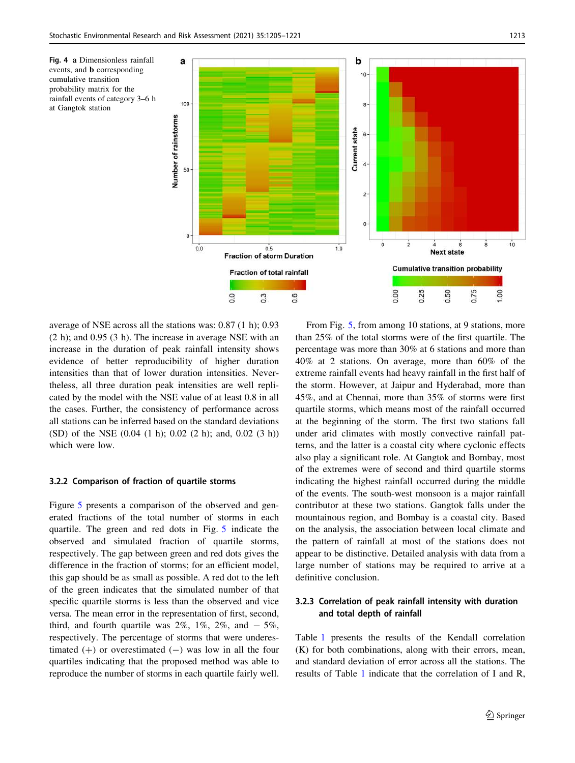**Fig. 4** **a** Dimensionless rainfall events, and **b** corresponding cumulative transition probability matrix for the rainfall events of category 3–6 h at Gangtok station

average of NSE across all the stations was: 0.87 (1 h); 0.93 (2 h); and 0.95 (3 h). The increase in average NSE with an increase in the duration of peak rainfall intensity shows evidence of better reproducibility of higher duration intensities than that of lower duration intensities. Nevertheless, all three duration peak intensities are well replicated by the model with the NSE value of at least 0.8 in all the cases. Further, the consistency of performance across all stations can be inferred based on the standard deviations (SD) of the NSE (0.04 (1 h); 0.02 (2 h); and, 0.02 (3 h)) which were low.

### 3.2.2 Comparison of fraction of quartile storms

Figure 5 presents a comparison of the observed and generated fractions of the total number of storms in each quartile. The green and red dots in Fig. 5 indicate the observed and simulated fraction of quartile storms, respectively. The gap between green and red dots gives the difference in the fraction of storms; for an efficient model, this gap should be as small as possible. A red dot to the left of the green indicates that the simulated number of that specific quartile storms is less than the observed and vice versa. The mean error in the representation of first, second, third, and fourth quartile was 2%, 1%, 2%, and − 5%, respectively. The percentage of storms that were underestimated (+) or overestimated (−) was low in all the four quartiles indicating that the proposed method was able to reproduce the number of storms in each quartile fairly well.

From Fig. 5, from among 10 stations, at 9 stations, more than 25% of the total storms were of the first quartile. The percentage was more than 30% at 6 stations and more than 40% at 2 stations. On average, more than 60% of the extreme rainfall events had heavy rainfall in the first half of the storm. However, at Jaipur and Hyderabad, more than 45%, and at Chennai, more than 35% of storms were first quartile storms, which means most of the rainfall occurred at the beginning of the storm. The first two stations fall under arid climates with mostly convective rainfall patterns, and the latter is a coastal city where cyclonic effects also play a significant role. At Gangtok and Bombay, most of the extremes were of second and third quartile storms indicating the highest rainfall occurred during the middle of the events. The south-west monsoon is a major rainfall contributor at these two stations. Gangtok falls under the mountainous region, and Bombay is a coastal city. Based on the analysis, the association between local climate and the pattern of rainfall at most of the stations does not appear to be distinctive. Detailed analysis with data from a large number of stations may be required to arrive at a definitive conclusion.

### 3.2.3 Correlation of peak rainfall intensity with duration and total depth of rainfall

Table 1 presents the results of the Kendall correlation (K) for both combinations, along with their errors, mean, and standard deviation of error across all the stations. The results of Table 1 indicate that the correlation of I and R,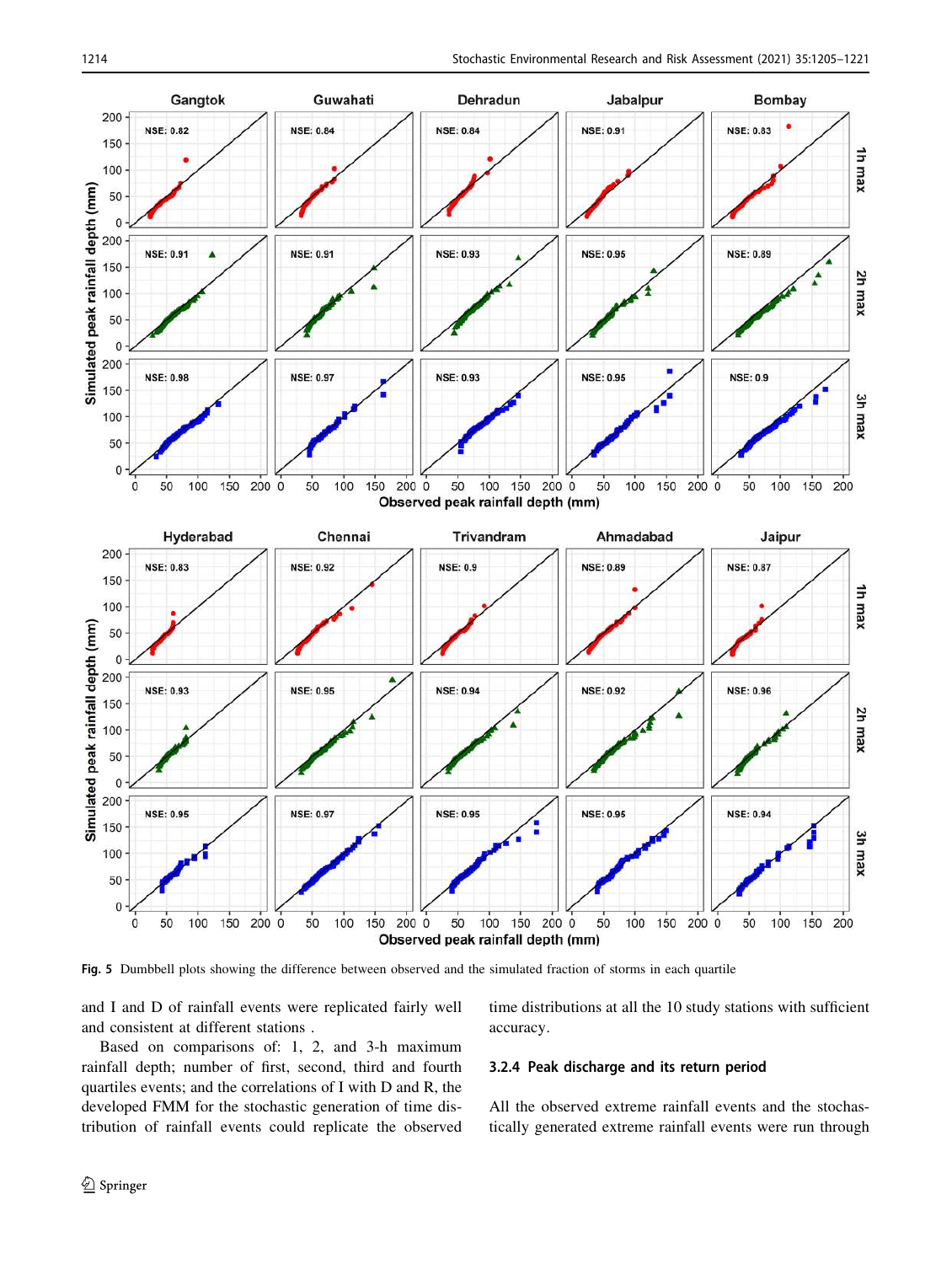Fig. 5 Dumbbell plots showing the difference between observed and the simulated fraction of storms in each quartile

and I and D of rainfall events were replicated fairly well and consistent at different stations .

Based on comparisons of: 1, 2, and 3-h maximum rainfall depth; number of first, second, third and fourth quartiles events; and the correlations of I with D and R, the developed FMM for the stochastic generation of time distribution of rainfall events could replicate the observed time distributions at all the 10 study stations with sufficient accuracy.

### 3.2.4 Peak discharge and its return period

All the observed extreme rainfall events and the stochastically generated extreme rainfall events were run through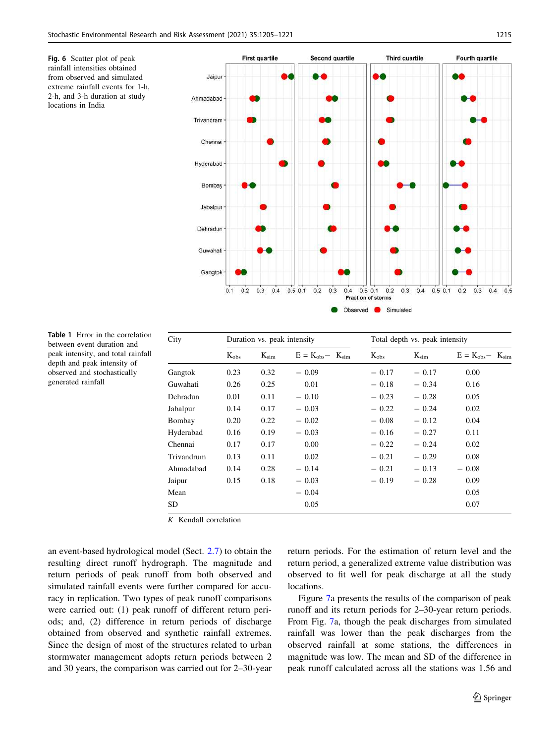**Fig. 6** Scatter plot of peak rainfall intensities obtained from observed and simulated extreme rainfall events for 1-h, 2-h, and 3-h duration at study locations in India

**Table 1** Error in the correlation between event duration and peak intensity, and total rainfall depth and peak intensity of observed and stochastically generated rainfall

| City | Duration vs. peak intensity | | | Total depth vs. peak intensity | | |
|---|---|---|---|---|---|---|
| | $K_{obs}$ | $K_{sim}$ | $E = K_{obs} - K_{sim}$ | $K_{obs}$ | $K_{sim}$ | $E = K_{obs} - K_{sim}$ |
| Gangtok | 0.23 | 0.32 | − 0.09 | − 0.17 | − 0.17 | 0.00 |
| Guwahati | 0.26 | 0.25 | 0.01 | − 0.18 | − 0.34 | 0.16 |
| Dehradun | 0.01 | 0.11 | − 0.10 | − 0.23 | − 0.28 | 0.05 |
| Jabalpur | 0.14 | 0.17 | − 0.03 | − 0.22 | − 0.24 | 0.02 |
| Bombay | 0.20 | 0.22 | − 0.02 | − 0.08 | − 0.12 | 0.04 |
| Hyderabad | 0.16 | 0.19 | − 0.03 | − 0.16 | − 0.27 | 0.11 |
| Chennai | 0.17 | 0.17 | 0.00 | − 0.22 | − 0.24 | 0.02 |
| Trivandrum | 0.13 | 0.11 | 0.02 | − 0.21 | − 0.29 | 0.08 |
| Ahmadabad | 0.14 | 0.28 | − 0.14 | − 0.21 | − 0.13 | − 0.08 |
| Jaipur | 0.15 | 0.18 | − 0.03 | − 0.19 | − 0.28 | 0.09 |
| Mean | | | − 0.04 | | | 0.05 |
| SD | | | 0.05 | | | 0.07 |

*K* Kendall correlation

an event-based hydrological model (Sect. 2.7) to obtain the resulting direct runoff hydrograph. The magnitude and return periods of peak runoff from both observed and simulated rainfall events were further compared for accuracy in replication. Two types of peak runoff comparisons were carried out: (1) peak runoff of different return periods; and, (2) difference in return periods of discharge obtained from observed and synthetic rainfall extremes. Since the design of most of the structures related to urban stormwater management adopts return periods between 2 and 30 years, the comparison was carried out for 2–30-year return periods. For the estimation of return level and the return period, a generalized extreme value distribution was observed to fit well for peak discharge at all the study locations.

Figure 7a presents the results of the comparison of peak runoff and its return periods for 2–30-year return periods. From Fig. 7a, though the peak discharges from simulated rainfall was lower than the peak discharges from the observed rainfall at some stations, the differences in magnitude was low. The mean and SD of the difference in peak runoff calculated across all the stations was 1.56 and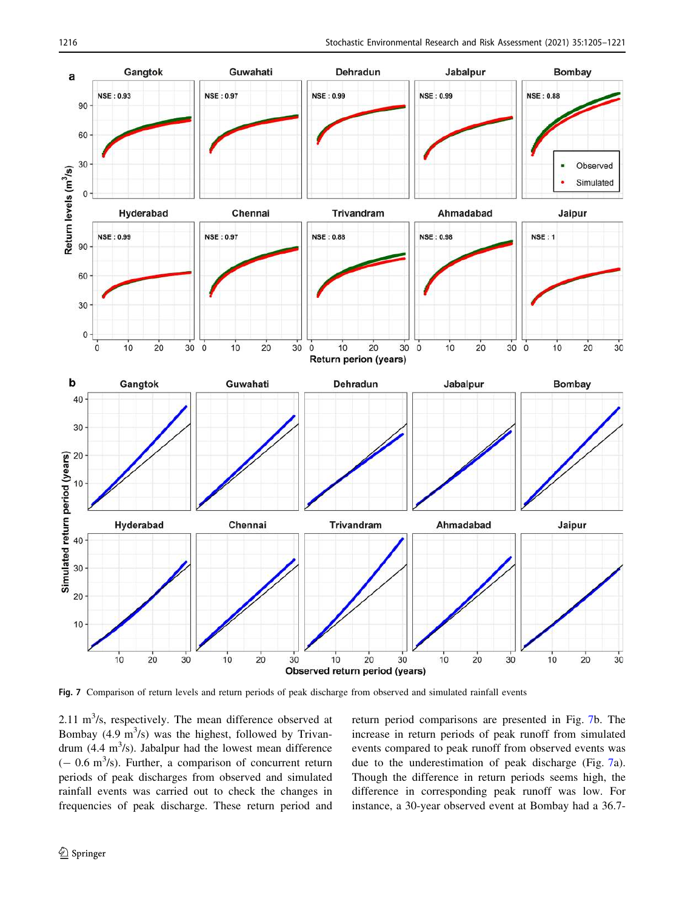Fig. 7 Comparison of return levels and return periods of peak discharge from observed and simulated rainfall events

2.11 $m^3/s$, respectively. The mean difference observed at Bombay (4.9 $m^3/s$) was the highest, followed by Trivandrum (4.4 $m^3/s$). Jabalpur had the lowest mean difference (− 0.6 $m^3/s$). Further, a comparison of concurrent return periods of peak discharges from observed and simulated rainfall events was carried out to check the changes in frequencies of peak discharge. These return period and return period comparisons are presented in Fig. 7b. The increase in return periods of peak runoff from simulated events compared to peak runoff from observed events was due to the underestimation of peak discharge (Fig. 7a). Though the difference in return periods seems high, the difference in corresponding peak runoff was low. For instance, a 30-year observed event at Bombay had a 36.7-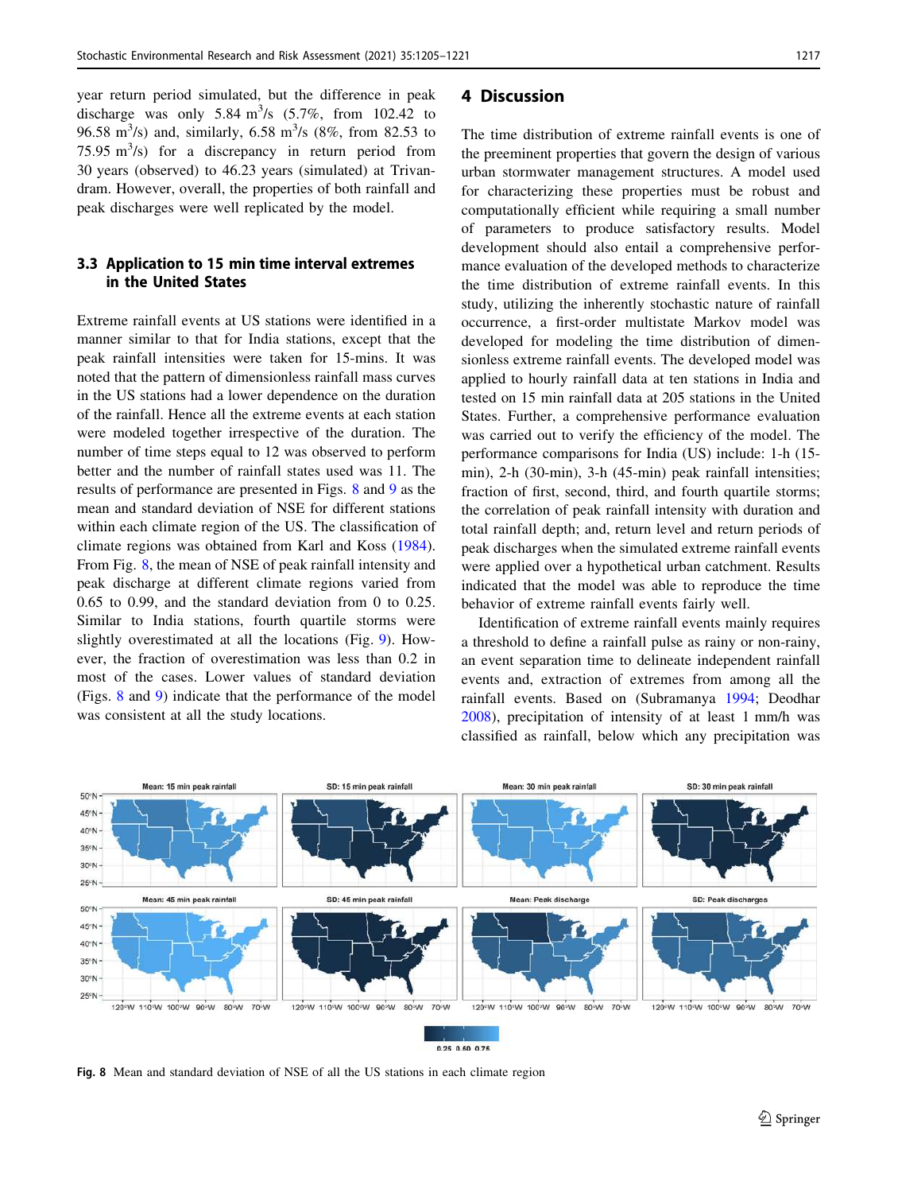year return period simulated, but the difference in peak discharge was only 5.84 $m^3$/s (5.7%, from 102.42 to 96.58 $m^3$/s) and, similarly, 6.58 $m^3$/s (8%, from 82.53 to 75.95 $m^3$/s) for a discrepancy in return period from 30 years (observed) to 46.23 years (simulated) at Trivandram. However, overall, the properties of both rainfall and peak discharges were well replicated by the model.

### 3.3 Application to 15 min time interval extremes in the United States

Extreme rainfall events at US stations were identified in a manner similar to that for India stations, except that the peak rainfall intensities were taken for 15-mins. It was noted that the pattern of dimensionless rainfall mass curves in the US stations had a lower dependence on the duration of the rainfall. Hence all the extreme events at each station were modeled together irrespective of the duration. The number of time steps equal to 12 was observed to perform better and the number of rainfall states used was 11. The results of performance are presented in Figs. 8 and 9 as the mean and standard deviation of NSE for different stations within each climate region of the US. The classification of climate regions was obtained from Karl and Koss (1984). From Fig. 8, the mean of NSE of peak rainfall intensity and peak discharge at different climate regions varied from 0.65 to 0.99, and the standard deviation from 0 to 0.25. Similar to India stations, fourth quartile storms were slightly overestimated at all the locations (Fig. 9). However, the fraction of overestimation was less than 0.2 in most of the cases. Lower values of standard deviation (Figs. 8 and 9) indicate that the performance of the model was consistent at all the study locations.

## 4 Discussion

The time distribution of extreme rainfall events is one of the preeminent properties that govern the design of various urban stormwater management structures. A model used for characterizing these properties must be robust and computationally efficient while requiring a small number of parameters to produce satisfactory results. Model development should also entail a comprehensive performance evaluation of the developed methods to characterize the time distribution of extreme rainfall events. In this study, utilizing the inherently stochastic nature of rainfall occurrence, a first-order multistate Markov model was developed for modeling the time distribution of dimensionless extreme rainfall events. The developed model was applied to hourly rainfall data at ten stations in India and tested on 15 min rainfall data at 205 stations in the United States. Further, a comprehensive performance evaluation was carried out to verify the efficiency of the model. The performance comparisons for India (US) include: 1-h (15-min), 2-h (30-min), 3-h (45-min) peak rainfall intensities; fraction of first, second, third, and fourth quartile storms; the correlation of peak rainfall intensity with duration and total rainfall depth; and, return level and return periods of peak discharges when the simulated extreme rainfall events were applied over a hypothetical urban catchment. Results indicated that the model was able to reproduce the time behavior of extreme rainfall events fairly well.

Identification of extreme rainfall events mainly requires a threshold to define a rainfall pulse as rainy or non-rainy, an event separation time to delineate independent rainfall events and, extraction of extremes from among all the rainfall events. Based on (Subramanya 1994; Deodhar 2008), precipitation of intensity of at least 1 mm/h was classified as rainfall, below which any precipitation was

**Fig. 8** Mean and standard deviation of NSE of all the US stations in each climate region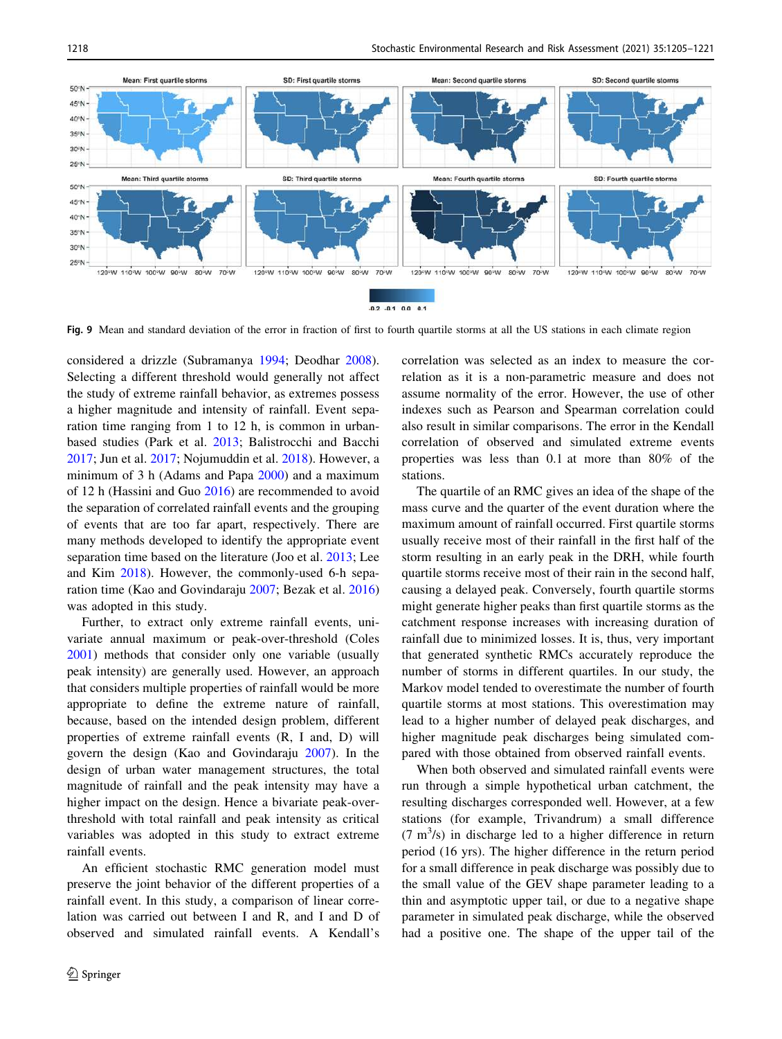Mean: First quartile storms

SD: First quartile storms

Mean: Second quartile storms

SD: Second quartile storms

Mean: Third quartile storms

SD: Third quartile storms

Mean: Fourth quartile storms

SD: Fourth quartile storms

50°N 45°N 40°N 35°N 30°N 25°N

120°W 110°W 100°W 90°W 80°W 70°W

-0.2 -0.1 0.0 0.1

**Fig. 9** Mean and standard deviation of the error in fraction of first to fourth quartile storms at all the US stations in each climate region

considered a drizzle (Subramanya 1994; Deodhar 2008). Selecting a different threshold would generally not affect the study of extreme rainfall behavior, as extremes possess a higher magnitude and intensity of rainfall. Event separation time ranging from 1 to 12 h, is common in urban-based studies (Park et al. 2013; Balistrocchi and Bacchi 2017; Jun et al. 2017; Nojumuddin et al. 2018). However, a minimum of 3 h (Adams and Papa 2000) and a maximum of 12 h (Hassini and Guo 2016) are recommended to avoid the separation of correlated rainfall events and the grouping of events that are too far apart, respectively. There are many methods developed to identify the appropriate event separation time based on the literature (Joo et al. 2013; Lee and Kim 2018). However, the commonly-used 6-h separation time (Kao and Govindaraju 2007; Bezak et al. 2016) was adopted in this study.

Further, to extract only extreme rainfall events, univariate annual maximum or peak-over-threshold (Coles 2001) methods that consider only one variable (usually peak intensity) are generally used. However, an approach that considers multiple properties of rainfall would be more appropriate to define the extreme nature of rainfall, because, based on the intended design problem, different properties of extreme rainfall events (R, I and, D) will govern the design (Kao and Govindaraju 2007). In the design of urban water management structures, the total magnitude of rainfall and the peak intensity may have a higher impact on the design. Hence a bivariate peak-over-threshold with total rainfall and peak intensity as critical variables was adopted in this study to extract extreme rainfall events.

An efficient stochastic RMC generation model must preserve the joint behavior of the different properties of a rainfall event. In this study, a comparison of linear correlation was carried out between I and R, and I and D of observed and simulated rainfall events. A Kendall's correlation was selected as an index to measure the correlation as it is a non-parametric measure and does not assume normality of the error. However, the use of other indexes such as Pearson and Spearman correlation could also result in similar comparisons. The error in the Kendall correlation of observed and simulated extreme events properties was less than 0.1 at more than 80% of the stations.

The quartile of an RMC gives an idea of the shape of the mass curve and the quarter of the event duration where the maximum amount of rainfall occurred. First quartile storms usually receive most of their rainfall in the first half of the storm resulting in an early peak in the DRH, while fourth quartile storms receive most of their rain in the second half, causing a delayed peak. Conversely, fourth quartile storms might generate higher peaks than first quartile storms as the catchment response increases with increasing duration of rainfall due to minimized losses. It is, thus, very important that generated synthetic RMCs accurately reproduce the number of storms in different quartiles. In our study, the Markov model tended to overestimate the number of fourth quartile storms at most stations. This overestimation may lead to a higher number of delayed peak discharges, and higher magnitude peak discharges being simulated compared with those obtained from observed rainfall events.

When both observed and simulated rainfall events were run through a simple hypothetical urban catchment, the resulting discharges corresponded well. However, at a few stations (for example, Trivandrum) a small difference (7 $m^3/s$) in discharge led to a higher difference in return period (16 yrs). The higher difference in the return period for a small difference in peak discharge was possibly due to the small value of the GEV shape parameter leading to a thin and asymptotic upper tail, or due to a negative shape parameter in simulated peak discharge, while the observed had a positive one. The shape of the upper tail of the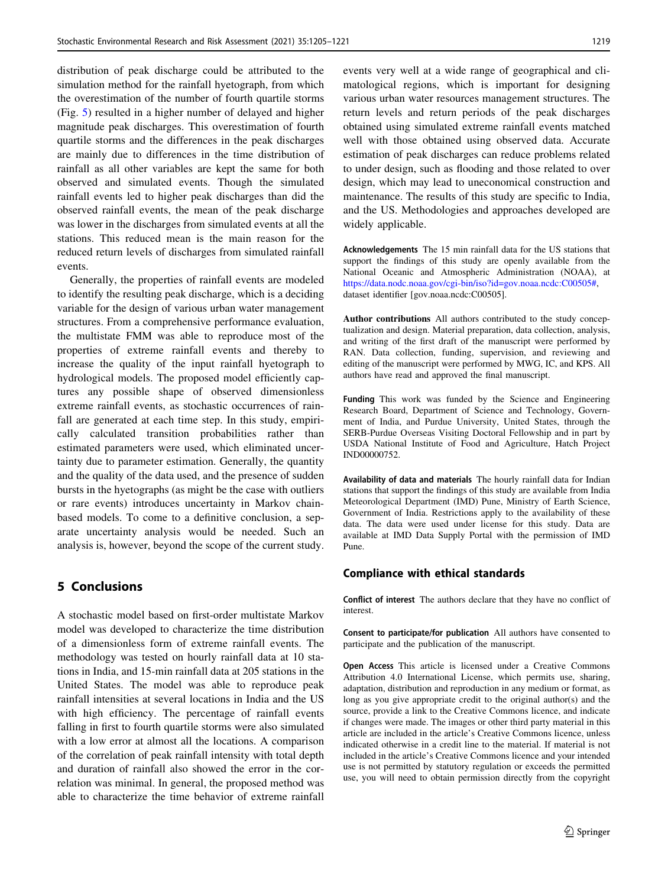distribution of peak discharge could be attributed to the simulation method for the rainfall hyetograph, from which the overestimation of the number of fourth quartile storms (Fig. 5) resulted in a higher number of delayed and higher magnitude peak discharges. This overestimation of fourth quartile storms and the differences in the peak discharges are mainly due to differences in the time distribution of rainfall as all other variables are kept the same for both observed and simulated events. Though the simulated rainfall events led to higher peak discharges than did the observed rainfall events, the mean of the peak discharge was lower in the discharges from simulated events at all the stations. This reduced mean is the main reason for the reduced return levels of discharges from simulated rainfall events.

Generally, the properties of rainfall events are modeled to identify the resulting peak discharge, which is a deciding variable for the design of various urban water management structures. From a comprehensive performance evaluation, the multistate FMM was able to reproduce most of the properties of extreme rainfall events and thereby to increase the quality of the input rainfall hyetograph to hydrological models. The proposed model efficiently captures any possible shape of observed dimensionless extreme rainfall events, as stochastic occurrences of rainfall are generated at each time step. In this study, empirically calculated transition probabilities rather than estimated parameters were used, which eliminated uncertainty due to parameter estimation. Generally, the quantity and the quality of the data used, and the presence of sudden bursts in the hyetographs (as might be the case with outliers or rare events) introduces uncertainty in Markov chain-based models. To come to a definitive conclusion, a separate uncertainty analysis would be needed. Such an analysis is, however, beyond the scope of the current study.

## 5 Conclusions

A stochastic model based on first-order multistate Markov model was developed to characterize the time distribution of a dimensionless form of extreme rainfall events. The methodology was tested on hourly rainfall data at 10 stations in India, and 15-min rainfall data at 205 stations in the United States. The model was able to reproduce peak rainfall intensities at several locations in India and the US with high efficiency. The percentage of rainfall events falling in first to fourth quartile storms were also simulated with a low error at almost all the locations. A comparison of the correlation of peak rainfall intensity with total depth and duration of rainfall also showed the error in the correlation was minimal. In general, the proposed method was able to characterize the time behavior of extreme rainfall events very well at a wide range of geographical and climatological regions, which is important for designing various urban water resources management structures. The return levels and return periods of the peak discharges obtained using simulated extreme rainfall events matched well with those obtained using observed data. Accurate estimation of peak discharges can reduce problems related to under design, such as flooding and those related to over design, which may lead to uneconomical construction and maintenance. The results of this study are specific to India, and the US. Methodologies and approaches developed are widely applicable.

**Acknowledgements** The 15 min rainfall data for the US stations that support the findings of this study are openly available from the National Oceanic and Atmospheric Administration (NOAA), at https://data.nodc.noaa.gov/cgi-bin/iso?id=gov.noaa.ncdc:C00505#, dataset identifier [gov.noaa.ncdc:C00505].

**Author contributions** All authors contributed to the study conceptualization and design. Material preparation, data collection, analysis, and writing of the first draft of the manuscript were performed by RAN. Data collection, funding, supervision, and reviewing and editing of the manuscript were performed by MWG, IC, and KPS. All authors have read and approved the final manuscript.

**Funding** This work was funded by the Science and Engineering Research Board, Department of Science and Technology, Government of India, and Purdue University, United States, through the SERB-Purdue Overseas Visiting Doctoral Fellowship and in part by USDA National Institute of Food and Agriculture, Hatch Project IND00000752.

**Availability of data and materials** The hourly rainfall data for Indian stations that support the findings of this study are available from India Meteorological Department (IMD) Pune, Ministry of Earth Science, Government of India. Restrictions apply to the availability of these data. The data were used under license for this study. Data are available at IMD Data Supply Portal with the permission of IMD Pune.

### Compliance with ethical standards

**Conflict of interest** The authors declare that they have no conflict of interest.

**Consent to participate/for publication** All authors have consented to participate and the publication of the manuscript.

**Open Access** This article is licensed under a Creative Commons Attribution 4.0 International License, which permits use, sharing, adaptation, distribution and reproduction in any medium or format, as long as you give appropriate credit to the original author(s) and the source, provide a link to the Creative Commons licence, and indicate if changes were made. The images or other third party material in this article are included in the article's Creative Commons licence, unless indicated otherwise in a credit line to the material. If material is not included in the article's Creative Commons licence and your intended use is not permitted by statutory regulation or exceeds the permitted use, you will need to obtain permission directly from the copyright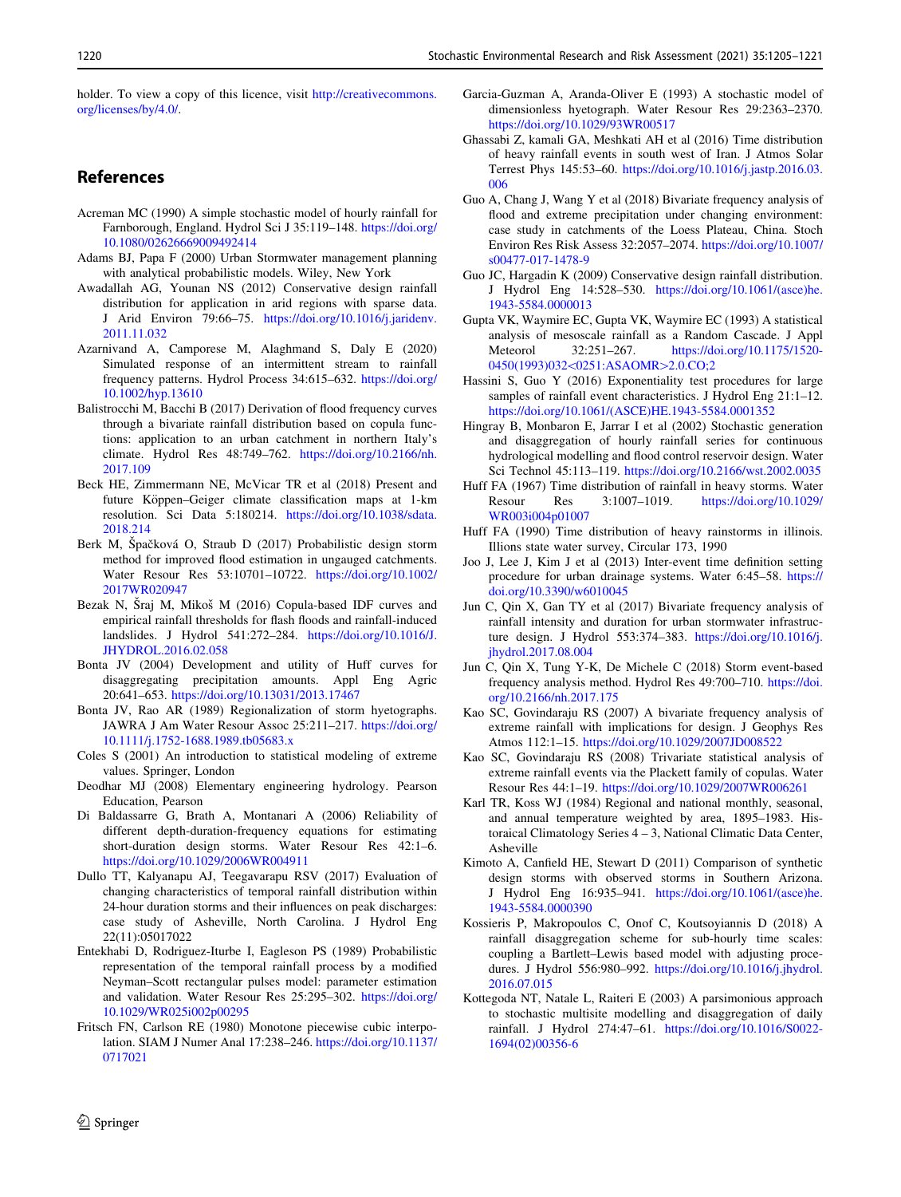holder. To view a copy of this licence, visit http://creativecommons.org/licenses/by/4.0/.

## References

Acreman MC (1990) A simple stochastic model of hourly rainfall for Farnborough, England. Hydrol Sci J 35:119–148. https://doi.org/10.1080/02626669009492414

Adams BJ, Papa F (2000) Urban Stormwater management planning with analytical probabilistic models. Wiley, New York

Awadallah AG, Younan NS (2012) Conservative design rainfall distribution for application in arid regions with sparse data. J Arid Environ 79:66–75. https://doi.org/10.1016/j.jaridenv.2011.11.032

Azarnivand A, Camporese M, Alaghmand S, Daly E (2020) Simulated response of an intermittent stream to rainfall frequency patterns. Hydrol Process 34:615–632. https://doi.org/10.1002/hyp.13610

Balistrocchi M, Bacchi B (2017) Derivation of flood frequency curves through a bivariate rainfall distribution based on copula functions: application to an urban catchment in northern Italy's climate. Hydrol Res 48:749–762. https://doi.org/10.2166/nh.2017.109

Beck HE, Zimmermann NE, McVicar TR et al (2018) Present and future Köppen–Geiger climate classification maps at 1-km resolution. Sci Data 5:180214. https://doi.org/10.1038/sdata.2018.214

Berk M, Špačková O, Straub D (2017) Probabilistic design storm method for improved flood estimation in ungauged catchments. Water Resour Res 53:10701–10722. https://doi.org/10.1002/2017WR020947

Bezak N, Šraj M, Mikoš M (2016) Copula-based IDF curves and empirical rainfall thresholds for flash floods and rainfall-induced landslides. J Hydrol 541:272–284. https://doi.org/10.1016/J.JHYDROL.2016.02.058

Bonta JV (2004) Development and utility of Huff curves for disaggregating precipitation amounts. Appl Eng Agric 20:641–653. https://doi.org/10.13031/2013.17467

Bonta JV, Rao AR (1989) Regionalization of storm hyetographs. JAWRA J Am Water Resour Assoc 25:211–217. https://doi.org/10.1111/j.1752-1688.1989.tb05683.x

Coles S (2001) An introduction to statistical modeling of extreme values. Springer, London

Deodhar MJ (2008) Elementary engineering hydrology. Pearson Education, Pearson

Di Baldassarre G, Brath A, Montanari A (2006) Reliability of different depth-duration-frequency equations for estimating short-duration design storms. Water Resour Res 42:1–6. https://doi.org/10.1029/2006WR004911

Dullo TT, Kalyanapu AJ, Teegavarapu RSV (2017) Evaluation of changing characteristics of temporal rainfall distribution within 24-hour duration storms and their influences on peak discharges: case study of Asheville, North Carolina. J Hydrol Eng 22(11):05017022

Entekhabi D, Rodriguez-Iturbe I, Eagleson PS (1989) Probabilistic representation of the temporal rainfall process by a modified Neyman–Scott rectangular pulses model: parameter estimation and validation. Water Resour Res 25:295–302. https://doi.org/10.1029/WR025i002p00295

Fritsch FN, Carlson RE (1980) Monotone piecewise cubic interpolation. SIAM J Numer Anal 17:238–246. https://doi.org/10.1137/0717021

Garcia-Guzman A, Aranda-Oliver E (1993) A stochastic model of dimensionless hyetograph. Water Resour Res 29:2363–2370. https://doi.org/10.1029/93WR00517

Ghassabi Z, kamali GA, Meshkati AH et al (2016) Time distribution of heavy rainfall events in south west of Iran. J Atmos Solar Terrest Phys 145:53–60. https://doi.org/10.1016/j.jastp.2016.03.006

Guo A, Chang J, Wang Y et al (2018) Bivariate frequency analysis of flood and extreme precipitation under changing environment: case study in catchments of the Loess Plateau, China. Stoch Environ Res Risk Assess 32:2057–2074. https://doi.org/10.1007/s00477-017-1478-9

Guo JC, Hargadin K (2009) Conservative design rainfall distribution. J Hydrol Eng 14:528–530. https://doi.org/10.1061/(asce)he.1943-5584.0000013

Gupta VK, Waymire EC, Gupta VK, Waymire EC (1993) A statistical analysis of mesoscale rainfall as a Random Cascade. J Appl Meteorol 32:251–267. https://doi.org/10.1175/1520-0450(1993)032<0251:ASAOMR>2.0.CO;2

Hassini S, Guo Y (2016) Exponentiality test procedures for large samples of rainfall event characteristics. J Hydrol Eng 21:1–12. https://doi.org/10.1061/(ASCE)HE.1943-5584.0001352

Hingray B, Monbaron E, Jarrar I et al (2002) Stochastic generation and disaggregation of hourly rainfall series for continuous hydrological modelling and flood control reservoir design. Water Sci Technol 45:113–119. https://doi.org/10.2166/wst.2002.0035

Huff FA (1967) Time distribution of rainfall in heavy storms. Water Resour Res 3:1007–1019. https://doi.org/10.1029/WR003i004p01007

Huff FA (1990) Time distribution of heavy rainstorms in illinois. Illions state water survey, Circular 173, 1990

Joo J, Lee J, Kim J et al (2013) Inter-event time definition setting procedure for urban drainage systems. Water 6:45–58. https://doi.org/10.3390/w6010045

Jun C, Qin X, Gan TY et al (2017) Bivariate frequency analysis of rainfall intensity and duration for urban stormwater infrastructure design. J Hydrol 553:374–383. https://doi.org/10.1016/j.jhydrol.2017.08.004

Jun C, Qin X, Tung Y-K, De Michele C (2018) Storm event-based frequency analysis method. Hydrol Res 49:700–710. https://doi.org/10.2166/nh.2017.175

Kao SC, Govindaraju RS (2007) A bivariate frequency analysis of extreme rainfall with implications for design. J Geophys Res Atmos 112:1–15. https://doi.org/10.1029/2007JD008522

Kao SC, Govindaraju RS (2008) Trivariate statistical analysis of extreme rainfall events via the Plackett family of copulas. Water Resour Res 44:1–19. https://doi.org/10.1029/2007WR006261

Karl TR, Koss WJ (1984) Regional and national monthly, seasonal, and annual temperature weighted by area, 1895–1983. Histoaical Climatology Series 4 – 3, National Climatic Data Center, Asheville

Kimoto A, Canfield HE, Stewart D (2011) Comparison of synthetic design storms with observed storms in Southern Arizona. J Hydrol Eng 16:935–941. https://doi.org/10.1061/(asce)he.1943-5584.0000390

Kossieris P, Makropoulos C, Onof C, Koutsoyiannis D (2018) A rainfall disaggregation scheme for sub-hourly time scales: coupling a Bartlett–Lewis based model with adjusting procedures. J Hydrol 556:980–992. https://doi.org/10.1016/j.jhydrol.2016.07.015

Kottegoda NT, Natale L, Raiteri E (2003) A parsimonious approach to stochastic multisite modelling and disaggregation of daily rainfall. J Hydrol 274:47–61. https://doi.org/10.1016/S0022-1694(02)00356-6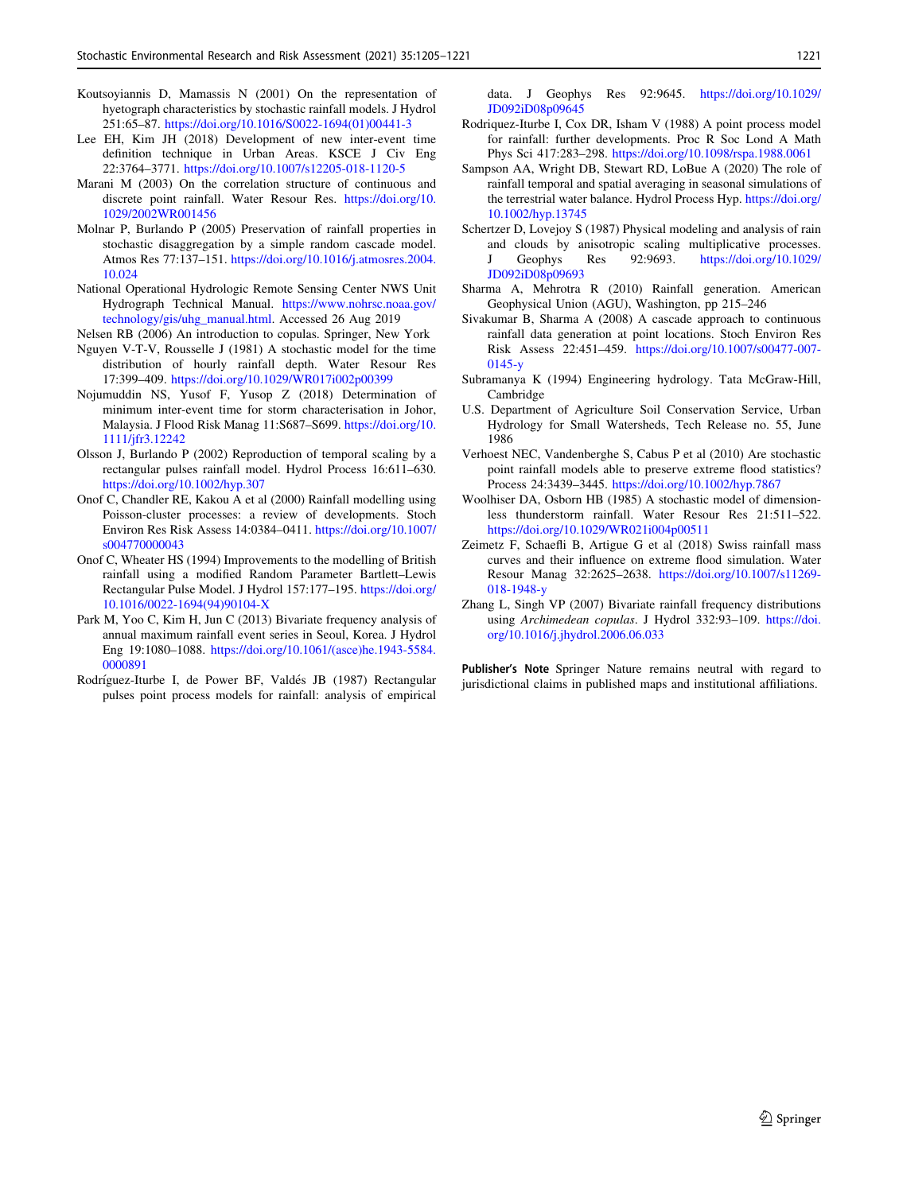Koutsoyiannis D, Mamassis N (2001) On the representation of hyetograph characteristics by stochastic rainfall models. J Hydrol 251:65–87. https://doi.org/10.1016/S0022-1694(01)00441-3

Lee EH, Kim JH (2018) Development of new inter-event time definition technique in Urban Areas. KSCE J Civ Eng 22:3764–3771. https://doi.org/10.1007/s12205-018-1120-5

Marani M (2003) On the correlation structure of continuous and discrete point rainfall. Water Resour Res. https://doi.org/10.1029/2002WR001456

Molnar P, Burlando P (2005) Preservation of rainfall properties in stochastic disaggregation by a simple random cascade model. Atmos Res 77:137–151. https://doi.org/10.1016/j.atmosres.2004.10.024

National Operational Hydrologic Remote Sensing Center NWS Unit Hydrograph Technical Manual. https://www.nohrsc.noaa.gov/technology/gis/uhg_manual.html. Accessed 26 Aug 2019

Nelsen RB (2006) An introduction to copulas. Springer, New York

Nguyen V-T-V, Rousselle J (1981) A stochastic model for the time distribution of hourly rainfall depth. Water Resour Res 17:399–409. https://doi.org/10.1029/WR017i002p00399

Nojumuddin NS, Yusof F, Yusop Z (2018) Determination of minimum inter-event time for storm characterisation in Johor, Malaysia. J Flood Risk Manag 11:S687–S699. https://doi.org/10.1111/jfr3.12242

Olsson J, Burlando P (2002) Reproduction of temporal scaling by a rectangular pulses rainfall model. Hydrol Process 16:611–630. https://doi.org/10.1002/hyp.307

Onof C, Chandler RE, Kakou A et al (2000) Rainfall modelling using Poisson-cluster processes: a review of developments. Stoch Environ Res Risk Assess 14:0384–0411. https://doi.org/10.1007/s004770000043

Onof C, Wheater HS (1994) Improvements to the modelling of British rainfall using a modified Random Parameter Bartlett–Lewis Rectangular Pulse Model. J Hydrol 157:177–195. https://doi.org/10.1016/0022-1694(94)90104-X

Park M, Yoo C, Kim H, Jun C (2013) Bivariate frequency analysis of annual maximum rainfall event series in Seoul, Korea. J Hydrol Eng 19:1080–1088. https://doi.org/10.1061/(asce)he.1943-5584.0000891

Rodríguez-Iturbe I, de Power BF, Valdés JB (1987) Rectangular pulses point process models for rainfall: analysis of empirical data. J Geophys Res 92:9645. https://doi.org/10.1029/JD092iD08p09645

Rodriquez-Iturbe I, Cox DR, Isham V (1988) A point process model for rainfall: further developments. Proc R Soc Lond A Math Phys Sci 417:283–298. https://doi.org/10.1098/rspa.1988.0061

Sampson AA, Wright DB, Stewart RD, LoBue A (2020) The role of rainfall temporal and spatial averaging in seasonal simulations of the terrestrial water balance. Hydrol Process Hyp. https://doi.org/10.1002/hyp.13745

Schertzer D, Lovejoy S (1987) Physical modeling and analysis of rain and clouds by anisotropic scaling multiplicative processes. J Geophys Res 92:9693. https://doi.org/10.1029/JD092iD08p09693

Sharma A, Mehrotra R (2010) Rainfall generation. American Geophysical Union (AGU), Washington, pp 215–246

Sivakumar B, Sharma A (2008) A cascade approach to continuous rainfall data generation at point locations. Stoch Environ Res Risk Assess 22:451–459. https://doi.org/10.1007/s00477-007-0145-y

Subramanya K (1994) Engineering hydrology. Tata McGraw-Hill, Cambridge

U.S. Department of Agriculture Soil Conservation Service, Urban Hydrology for Small Watersheds, Tech Release no. 55, June 1986

Verhoest NEC, Vandenberghe S, Cabus P et al (2010) Are stochastic point rainfall models able to preserve extreme flood statistics? Process 24:3439–3445. https://doi.org/10.1002/hyp.7867

Woolhiser DA, Osborn HB (1985) A stochastic model of dimensionless thunderstorm rainfall. Water Resour Res 21:511–522. https://doi.org/10.1029/WR021i004p00511

Zeimetz F, Schaefli B, Artigue G et al (2018) Swiss rainfall mass curves and their influence on extreme flood simulation. Water Resour Manag 32:2625–2638. https://doi.org/10.1007/s11269-018-1948-y

Zhang L, Singh VP (2007) Bivariate rainfall frequency distributions using *Archimedean copulas*. J Hydrol 332:93–109. https://doi.org/10.1016/j.jhydrol.2006.06.033

**Publisher's Note** Springer Nature remains neutral with regard to jurisdictional claims in published maps and institutional affiliations.